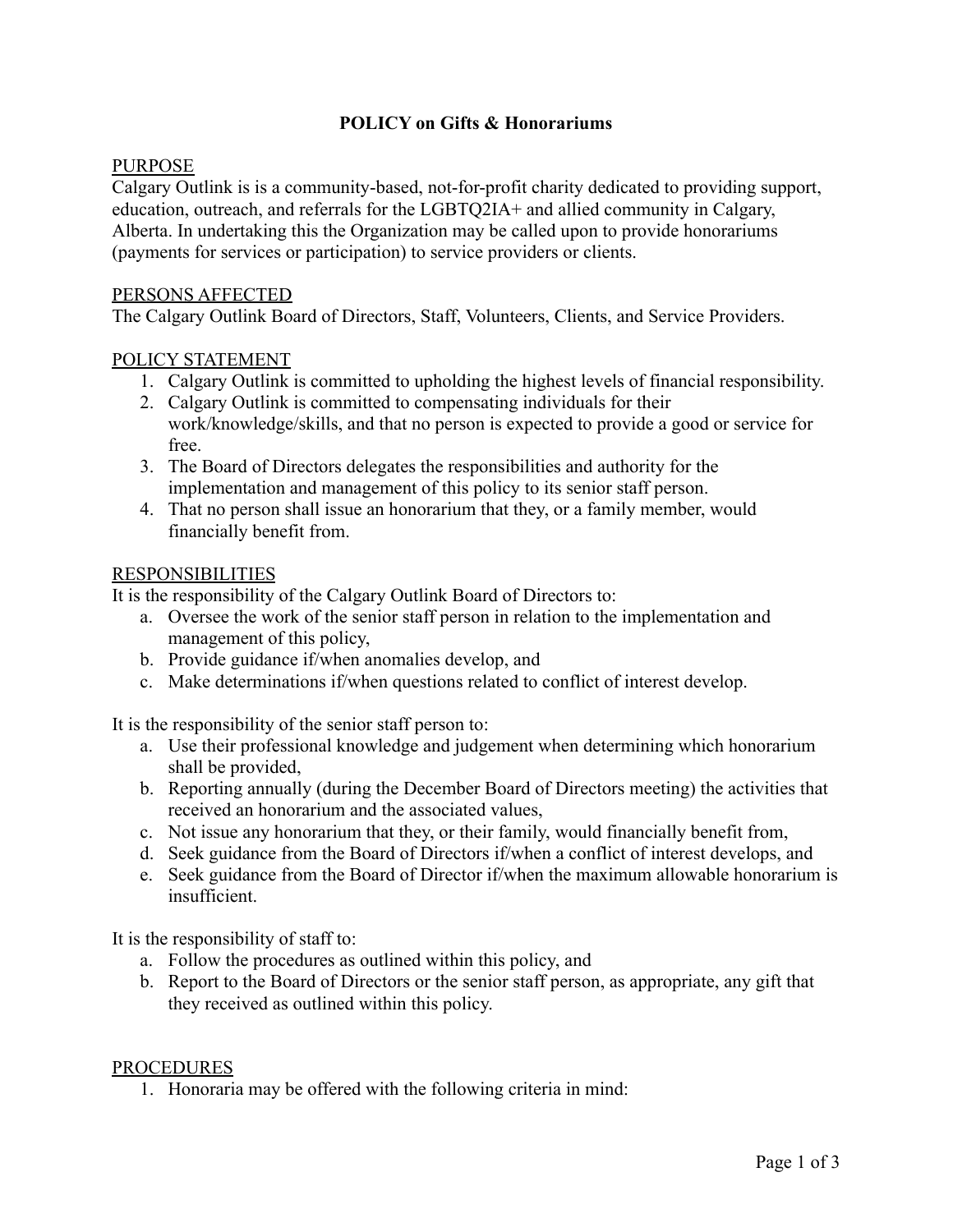# POLICY on Gifts & Honorariums

## PURPOSE

Calgary Outlink is is a community-based, not-for-profit charity dedicated to providing support, education, outreach, and referrals for the LGBTQ2IA+ and allied community in Calgary, Alberta. In undertaking this the Organization may be called upon to provide honorariums (payments for services or participation) to service providers or clients.

## PERSONS AFFECTED

The Calgary Outlink Board of Directors, Staff, Volunteers, Clients, and Service Providers.

## POLICY STATEMENT

1. Calgary Outlink is committed to upholding the highest levels of financial responsibility.
2. Calgary Outlink is committed to compensating individuals for their work/knowledge/skills, and that no person is expected to provide a good or service for free.
3. The Board of Directors delegates the responsibilities and authority for the implementation and management of this policy to its senior staff person.
4. That no person shall issue an honorarium that they, or a family member, would financially benefit from.

## RESPONSIBILITIES

It is the responsibility of the Calgary Outlink Board of Directors to:

a. Oversee the work of the senior staff person in relation to the implementation and management of this policy,
b. Provide guidance if/when anomalies develop, and
c. Make determinations if/when questions related to conflict of interest develop.

It is the responsibility of the senior staff person to:

a. Use their professional knowledge and judgement when determining which honorarium shall be provided,
b. Reporting annually (during the December Board of Directors meeting) the activities that received an honorarium and the associated values,
c. Not issue any honorarium that they, or their family, would financially benefit from,
d. Seek guidance from the Board of Directors if/when a conflict of interest develops, and
e. Seek guidance from the Board of Director if/when the maximum allowable honorarium is insufficient.

It is the responsibility of staff to:

a. Follow the procedures as outlined within this policy, and
b. Report to the Board of Directors or the senior staff person, as appropriate, any gift that they received as outlined within this policy.

## PROCEDURES

1. Honoraria may be offered with the following criteria in mind: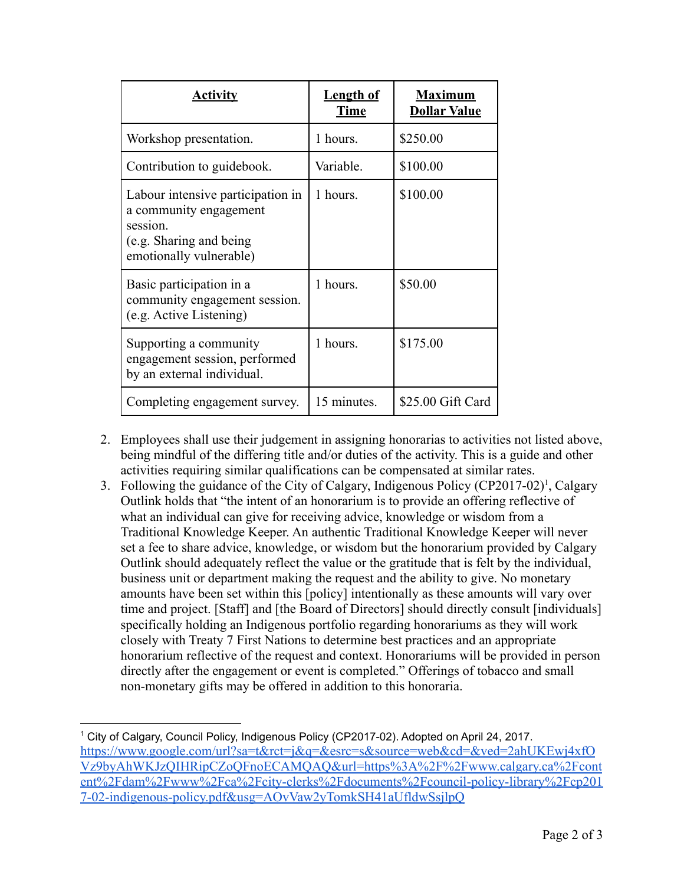| Activity | Length of Time | Maximum Dollar Value |
| --- | --- | --- |
| Workshop presentation. | 1 hours. | $250.00 |
| Contribution to guidebook. | Variable. | $100.00 |
| Labour intensive participation in a community engagement session. (e.g. Sharing and being emotionally vulnerable) | 1 hours. | $100.00 |
| Basic participation in a community engagement session. (e.g. Active Listening) | 1 hours. | $50.00 |
| Supporting a community engagement session, performed by an external individual. | 1 hours. | $175.00 |
| Completing engagement survey. | 15 minutes. | $25.00 Gift Card |

2. Employees shall use their judgement in assigning honorarias to activities not listed above, being mindful of the differing title and/or duties of the activity. This is a guide and other activities requiring similar qualifications can be compensated at similar rates.
3. Following the guidance of the City of Calgary, Indigenous Policy (CP2017-02)[1], Calgary Outlink holds that "the intent of an honorarium is to provide an offering reflective of what an individual can give for receiving advice, knowledge or wisdom from a Traditional Knowledge Keeper. An authentic Traditional Knowledge Keeper will never set a fee to share advice, knowledge, or wisdom but the honorarium provided by Calgary Outlink should adequately reflect the value or the gratitude that is felt by the individual, business unit or department making the request and the ability to give. No monetary amounts have been set within this [policy] intentionally as these amounts will vary over time and project. [Staff] and [the Board of Directors] should directly consult [individuals] specifically holding an Indigenous portfolio regarding honorariums as they will work closely with Treaty 7 First Nations to determine best practices and an appropriate honorarium reflective of the request and context. Honorariums will be provided in person directly after the engagement or event is completed." Offerings of tobacco and small non-monetary gifts may be offered in addition to this honoraria.

---

[1] City of Calgary, Council Policy, Indigenous Policy (CP2017-02). Adopted on April 24, 2017. https://www.google.com/url?sa=t&rct=j&q=&esrc=s&source=web&cd=&ved=2ahUKEwj4xfOVz9byAhWKJzQIHRipCZoQFnoECAMQAQ&url=https%3A%2F%2Fwww.calgary.ca%2Fcontent%2Fdam%2Fwww%2Fca%2Fcity-clerks%2Fdocuments%2Fcouncil-policy-library%2Fcp2017-02-indigenous-policy.pdf&usg=AOvVaw2yTomkSH41aUfldwSsjlpQ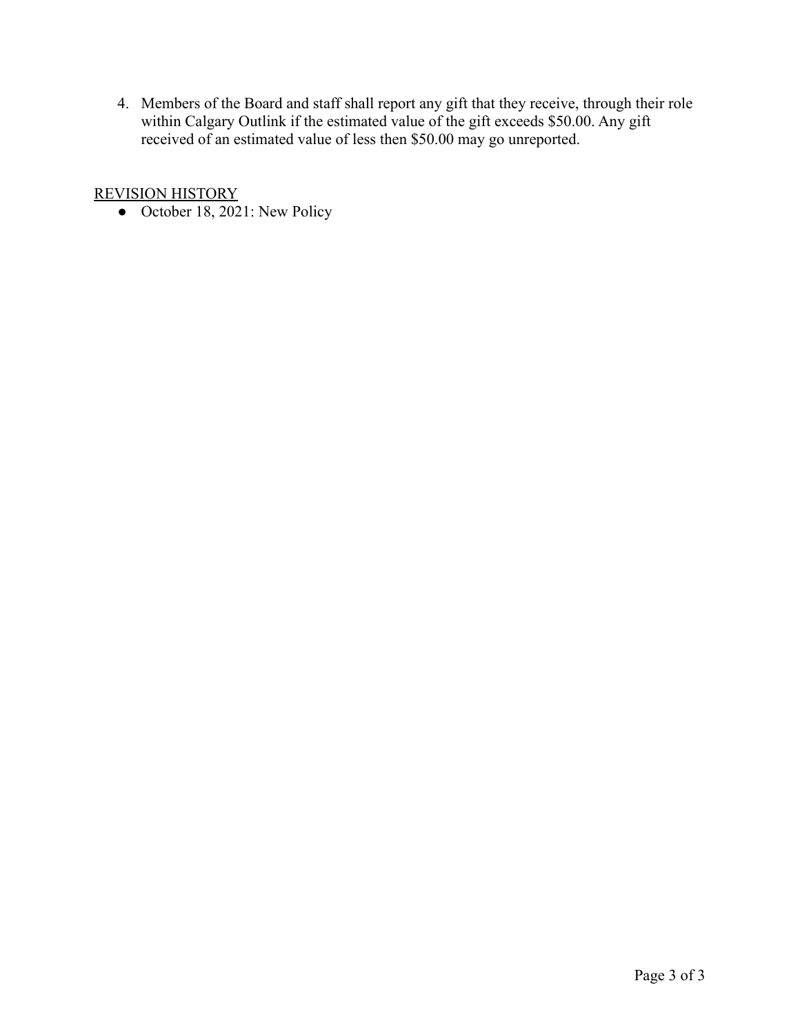4. Members of the Board and staff shall report any gift that they receive, through their role within Calgary Outlink if the estimated value of the gift exceeds $50.00. Any gift received of an estimated value of less then $50.00 may go unreported.

REVISION HISTORY

- October 18, 2021: New Policy